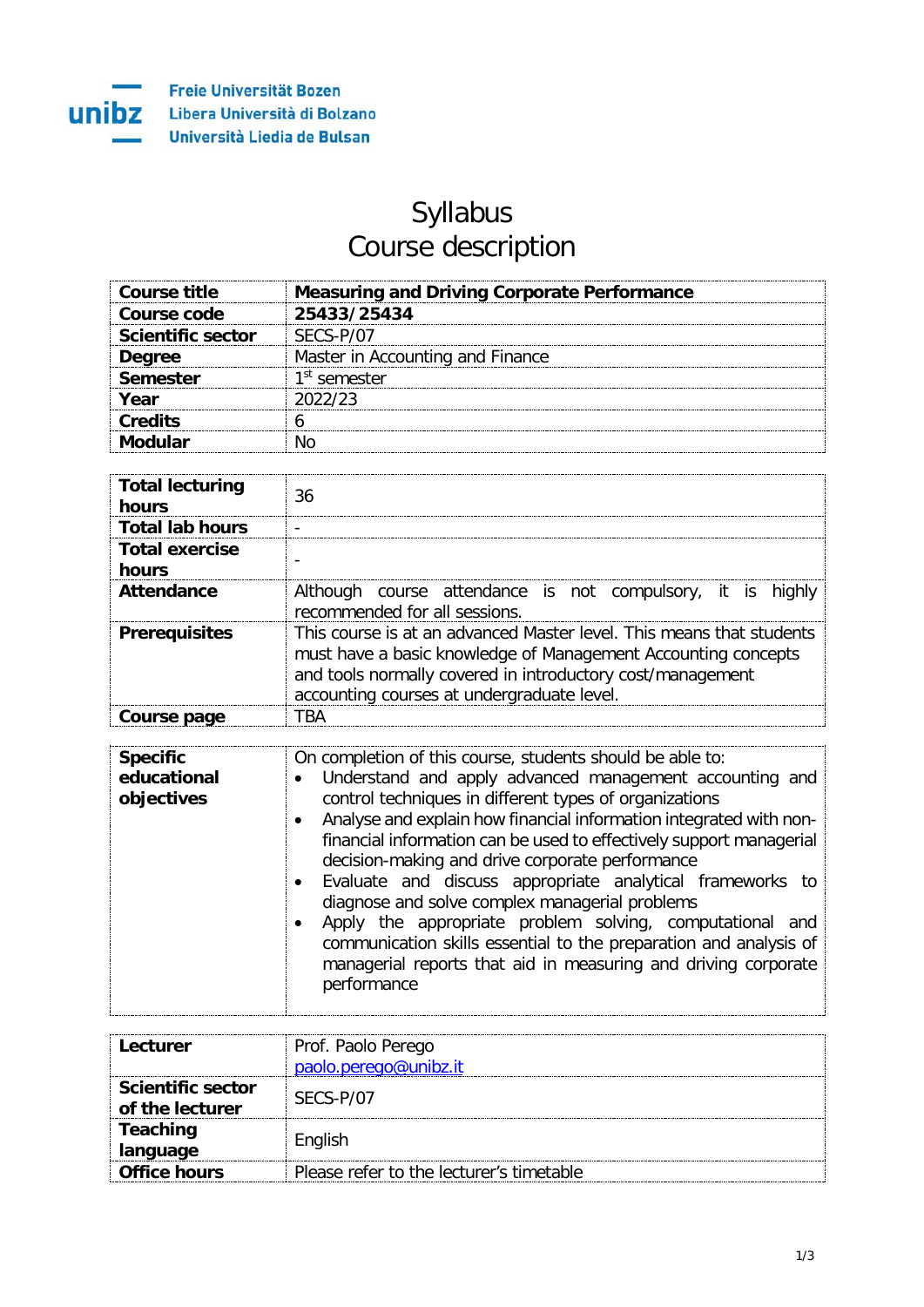Freie Universität Bozen
Libera Università di Bolzano
Università Liedia de Bulsan

# Syllabus
# Course description

| | |
|---|---|
| **Course title** | **Measuring and Driving Corporate Performance** |
| **Course code** | **25433/25434** |
| **Scientific sector** | SECS-P/07 |
| **Degree** | Master in Accounting and Finance |
| **Semester** | 1st semester |
| **Year** | 2022/23 |
| **Credits** | 6 |
| **Modular** | No |

| | |
|---|---|
| **Total lecturing hours** | 36 |
| **Total lab hours** | - |
| **Total exercise hours** | - |
| **Attendance** | Although course attendance is not compulsory, it is highly recommended for all sessions. |
| **Prerequisites** | This course is at an advanced Master level. This means that students must have a basic knowledge of Management Accounting concepts and tools normally covered in introductory cost/management accounting courses at undergraduate level. |
| **Course page** | TBA |

| | |
|---|---|
| **Specific educational objectives** | On completion of this course, students should be able to:<br>• Understand and apply advanced management accounting and control techniques in different types of organizations<br>• Analyse and explain how financial information integrated with non-financial information can be used to effectively support managerial decision-making and drive corporate performance<br>• Evaluate and discuss appropriate analytical frameworks to diagnose and solve complex managerial problems<br>• Apply the appropriate problem solving, computational and communication skills essential to the preparation and analysis of managerial reports that aid in measuring and driving corporate performance |

| | |
|---|---|
| **Lecturer** | Prof. Paolo Perego<br>paolo.perego@unibz.it |
| **Scientific sector of the lecturer** | SECS-P/07 |
| **Teaching language** | English |
| **Office hours** | Please refer to the lecturer's timetable |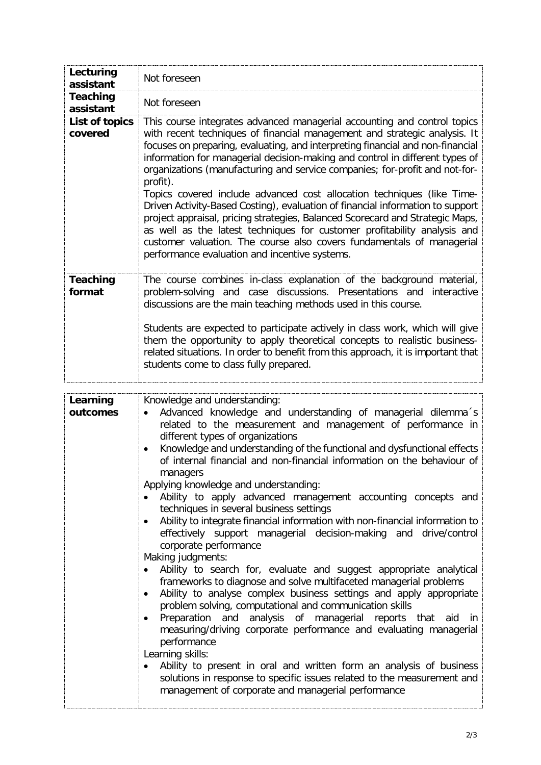| | |
|---|---|
| **Lecturing assistant** | Not foreseen |
| **Teaching assistant** | Not foreseen |
| **List of topics covered** | This course integrates advanced managerial accounting and control topics with recent techniques of financial management and strategic analysis. It focuses on preparing, evaluating, and interpreting financial and non-financial information for managerial decision-making and control in different types of organizations (manufacturing and service companies; for-profit and not-for-profit).<br>Topics covered include advanced cost allocation techniques (like Time-Driven Activity-Based Costing), evaluation of financial information to support project appraisal, pricing strategies, Balanced Scorecard and Strategic Maps, as well as the latest techniques for customer profitability analysis and customer valuation. The course also covers fundamentals of managerial performance evaluation and incentive systems. |
| **Teaching format** | The course combines in-class explanation of the background material, problem-solving and case discussions. Presentations and interactive discussions are the main teaching methods used in this course.<br><br>Students are expected to participate actively in class work, which will give them the opportunity to apply theoretical concepts to realistic business-related situations. In order to benefit from this approach, it is important that students come to class fully prepared. |

| | |
|---|---|
| **Learning outcomes** | Knowledge and understanding:<br>• Advanced knowledge and understanding of managerial dilemma´s related to the measurement and management of performance in different types of organizations<br>• Knowledge and understanding of the functional and dysfunctional effects of internal financial and non-financial information on the behaviour of managers<br>Applying knowledge and understanding:<br>• Ability to apply advanced management accounting concepts and techniques in several business settings<br>• Ability to integrate financial information with non-financial information to effectively support managerial decision-making and drive/control corporate performance<br>Making judgments:<br>• Ability to search for, evaluate and suggest appropriate analytical frameworks to diagnose and solve multifaceted managerial problems<br>• Ability to analyse complex business settings and apply appropriate problem solving, computational and communication skills<br>• Preparation and analysis of managerial reports that aid in measuring/driving corporate performance and evaluating managerial performance<br>Learning skills:<br>• Ability to present in oral and written form an analysis of business solutions in response to specific issues related to the measurement and management of corporate and managerial performance |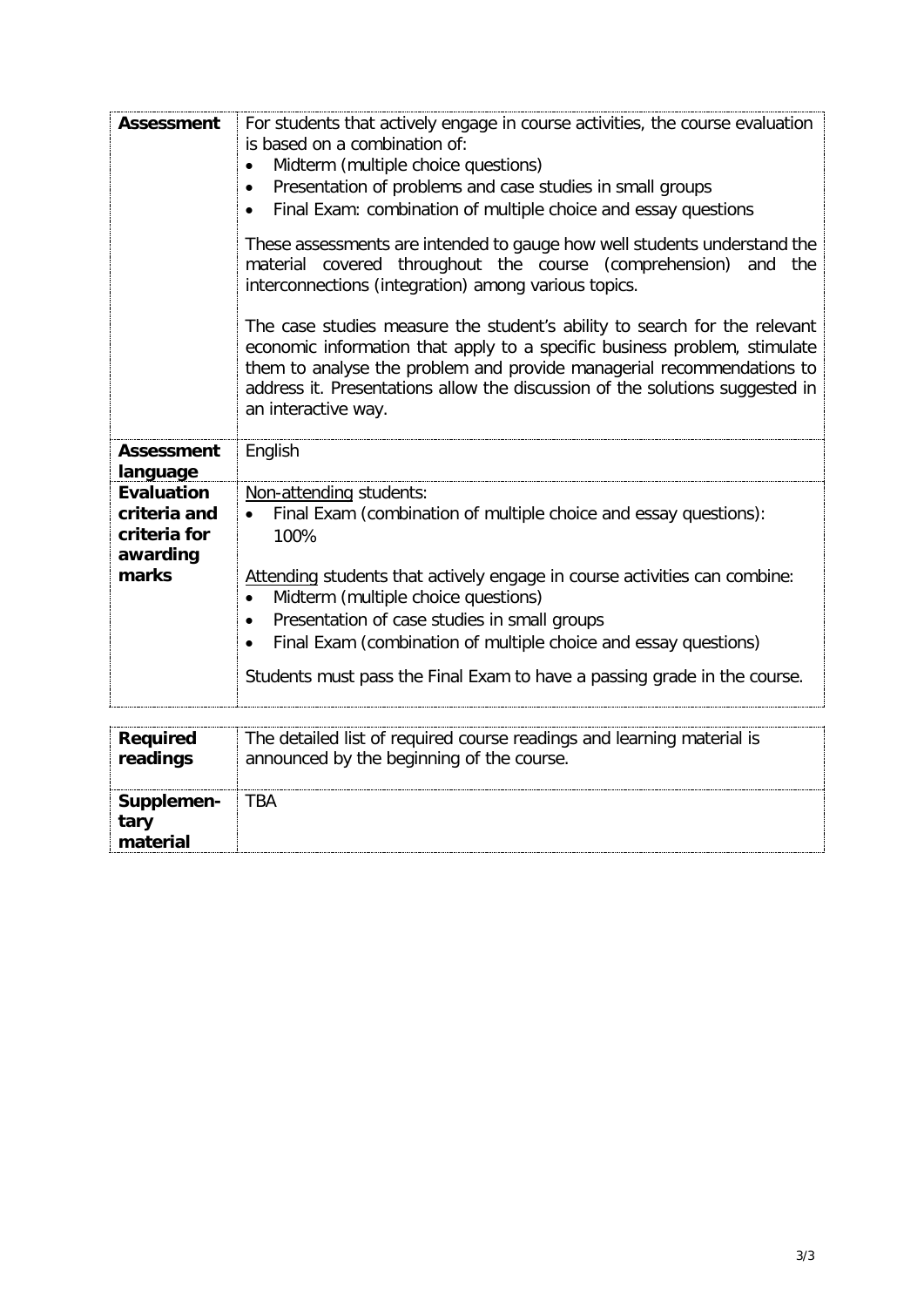| | |
|---|---|
| **Assessment** | For students that actively engage in course activities, the course evaluation is based on a combination of:<br>• Midterm (multiple choice questions)<br>• Presentation of problems and case studies in small groups<br>• Final Exam: combination of multiple choice and essay questions<br><br>These assessments are intended to gauge how well students understand the material covered throughout the course (comprehension) and the interconnections (integration) among various topics.<br><br>The case studies measure the student's ability to search for the relevant economic information that apply to a specific business problem, stimulate them to analyse the problem and provide managerial recommendations to address it. Presentations allow the discussion of the solutions suggested in an interactive way. |
| **Assessment language** | English |
| **Evaluation criteria and criteria for awarding marks** | Non-attending students:<br>• Final Exam (combination of multiple choice and essay questions): 100%<br><br>Attending students that actively engage in course activities can combine:<br>• Midterm (multiple choice questions)<br>• Presentation of case studies in small groups<br>• Final Exam (combination of multiple choice and essay questions)<br><br>Students must pass the Final Exam to have a passing grade in the course. |

| | |
|---|---|
| **Required readings** | The detailed list of required course readings and learning material is announced by the beginning of the course. |
| **Supplementary material** | TBA |